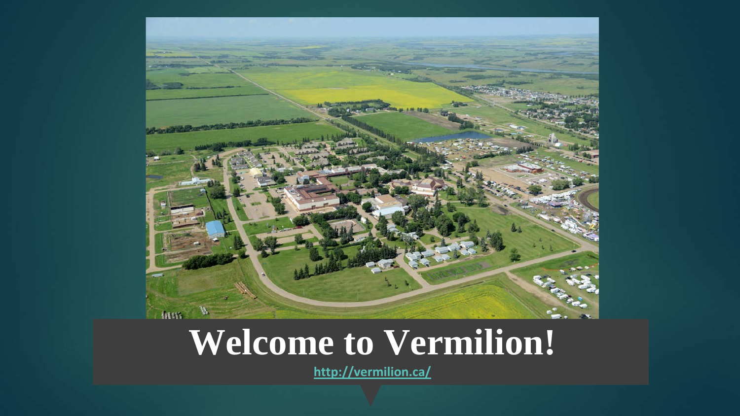# Welcome to Vermilion!

http://vermilion.ca/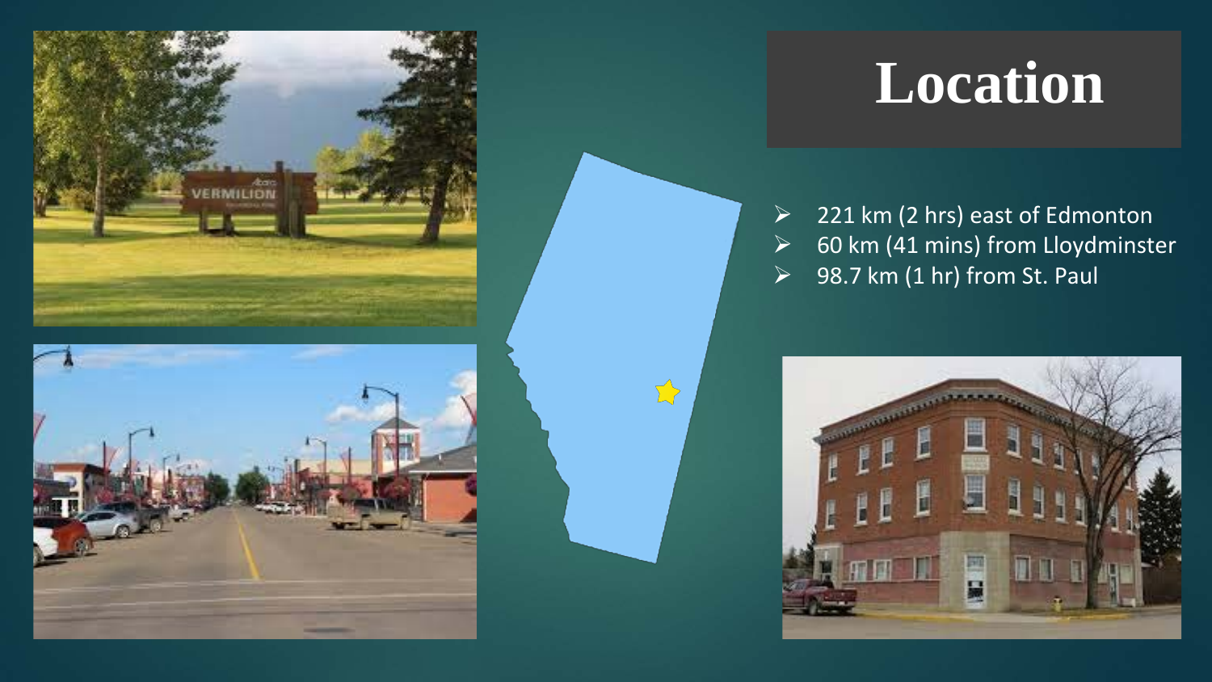# Location

- 221 km (2 hrs) east of Edmonton
- 60 km (41 mins) from Lloydminster
- 98.7 km (1 hr) from St. Paul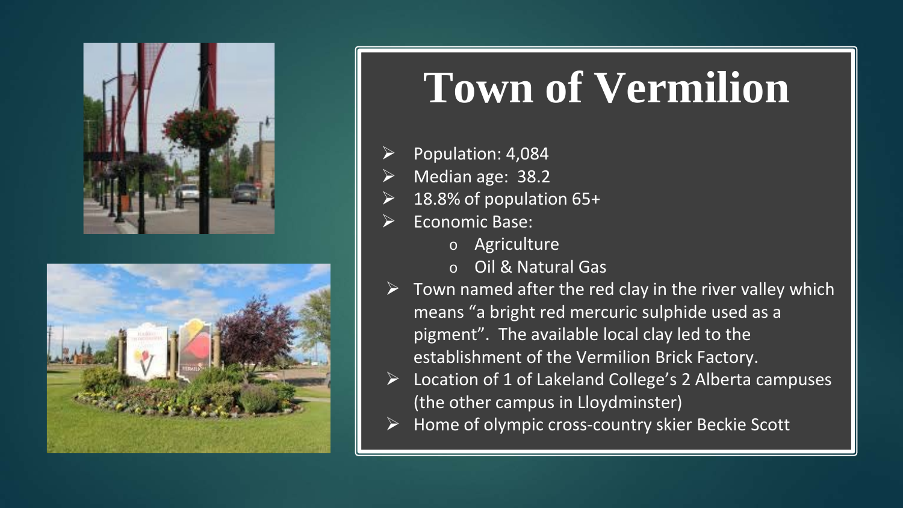# Town of Vermilion

- Population: 4,084
- Median age: 38.2
- 18.8% of population 65+
- Economic Base:
  - Agriculture
  - Oil & Natural Gas
- Town named after the red clay in the river valley which means "a bright red mercuric sulphide used as a pigment". The available local clay led to the establishment of the Vermilion Brick Factory.
- Location of 1 of Lakeland College's 2 Alberta campuses (the other campus in Lloydminster)
- Home of olympic cross-country skier Beckie Scott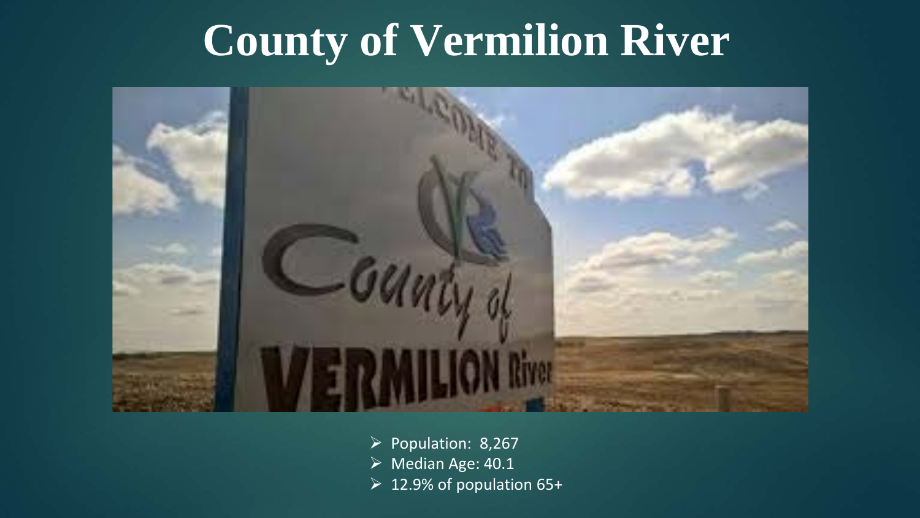# County of Vermilion River

- Population: 8,267
- Median Age: 40.1
- 12.9% of population 65+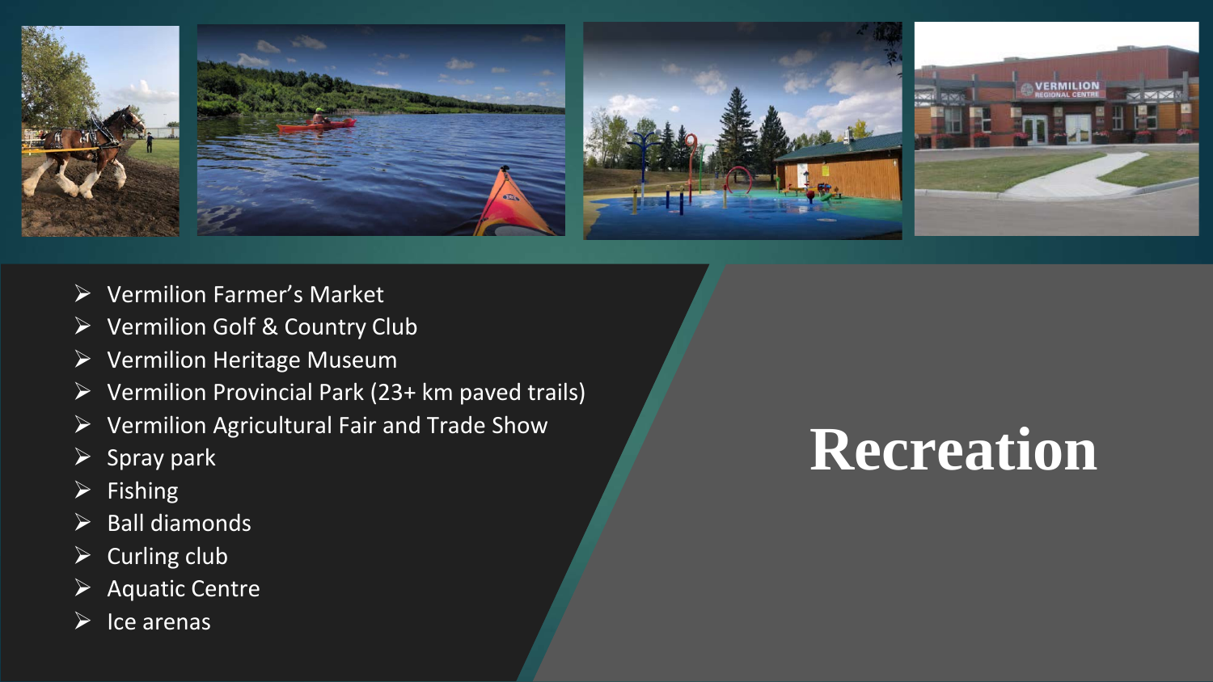# Recreation

- Vermilion Farmer's Market
- Vermilion Golf & Country Club
- Vermilion Heritage Museum
- Vermilion Provincial Park (23+ km paved trails)
- Vermilion Agricultural Fair and Trade Show
- Spray park
- Fishing
- Ball diamonds
- Curling club
- Aquatic Centre
- Ice arenas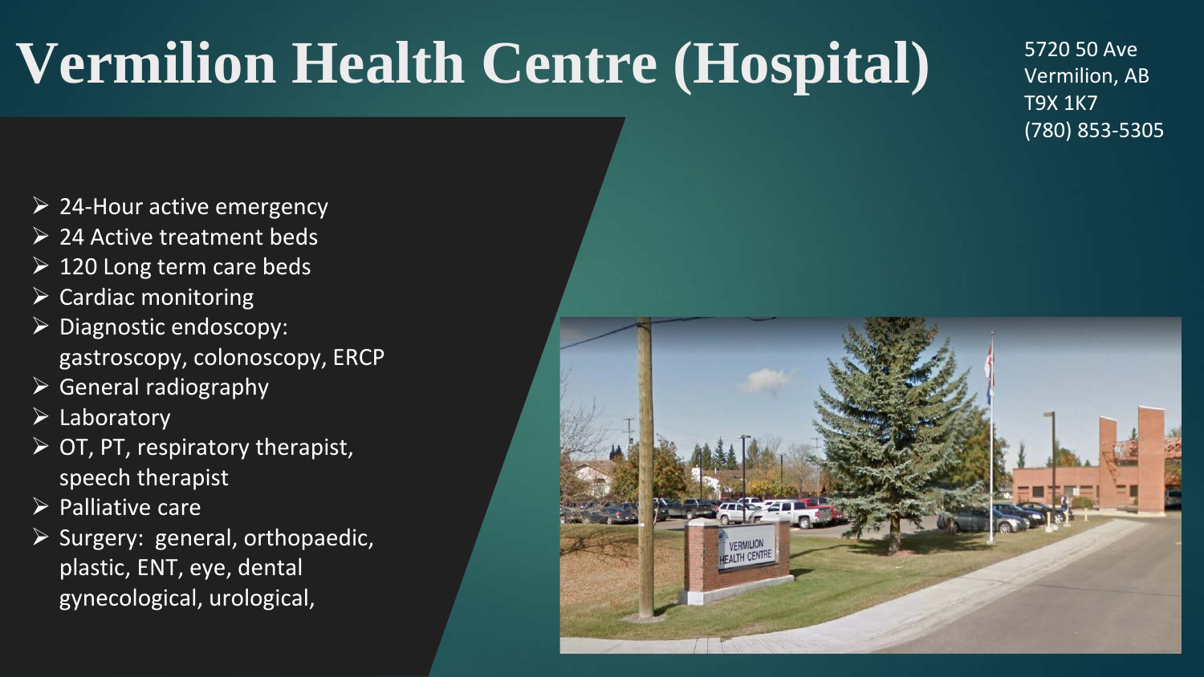# Vermilion Health Centre (Hospital)

5720 50 Ave
Vermilion, AB
T9X 1K7
(780) 853-5305

- 24-Hour active emergency
- 24 Active treatment beds
- 120 Long term care beds
- Cardiac monitoring
- Diagnostic endoscopy: gastroscopy, colonoscopy, ERCP
- General radiography
- Laboratory
- OT, PT, respiratory therapist, speech therapist
- Palliative care
- Surgery: general, orthopaedic, plastic, ENT, eye, dental gynecological, urological,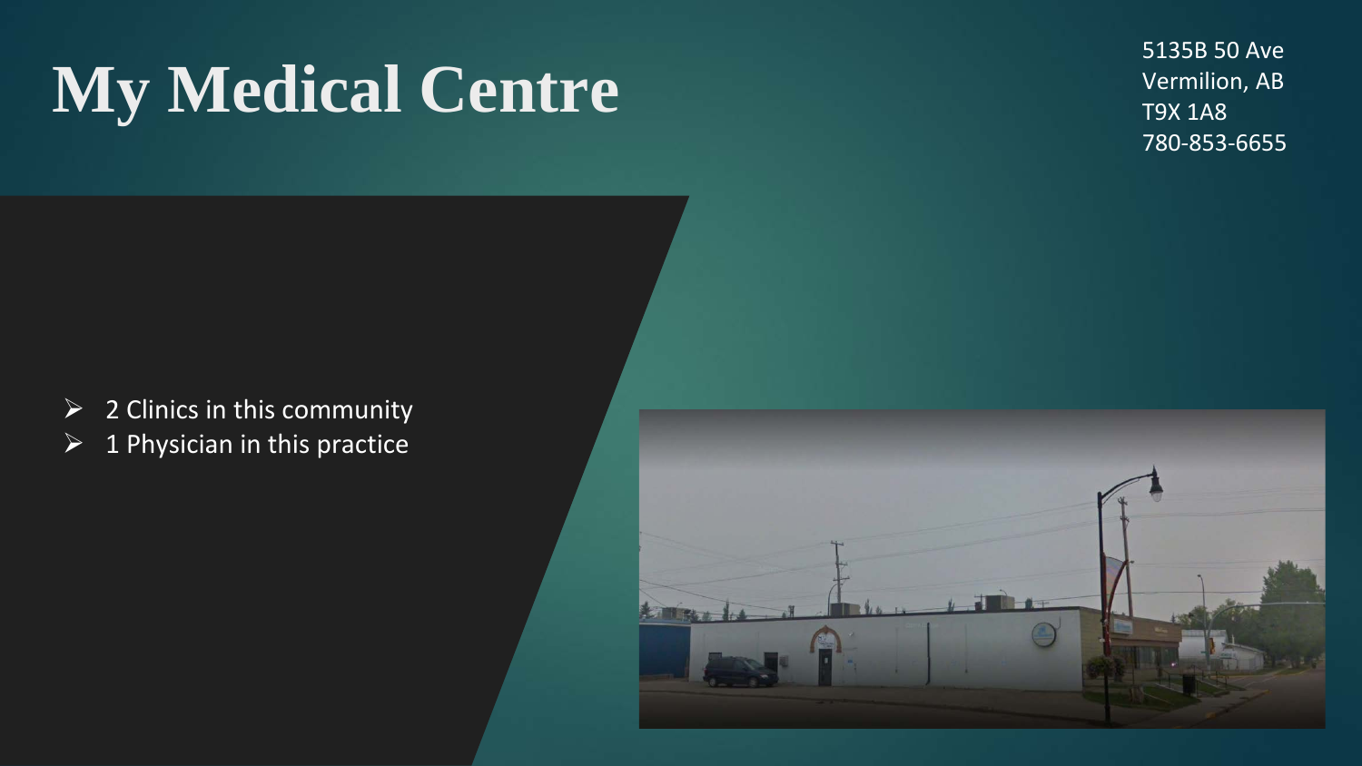# My Medical Centre

5135B 50 Ave
Vermilion, AB
T9X 1A8
780-853-6655

- 2 Clinics in this community
- 1 Physician in this practice